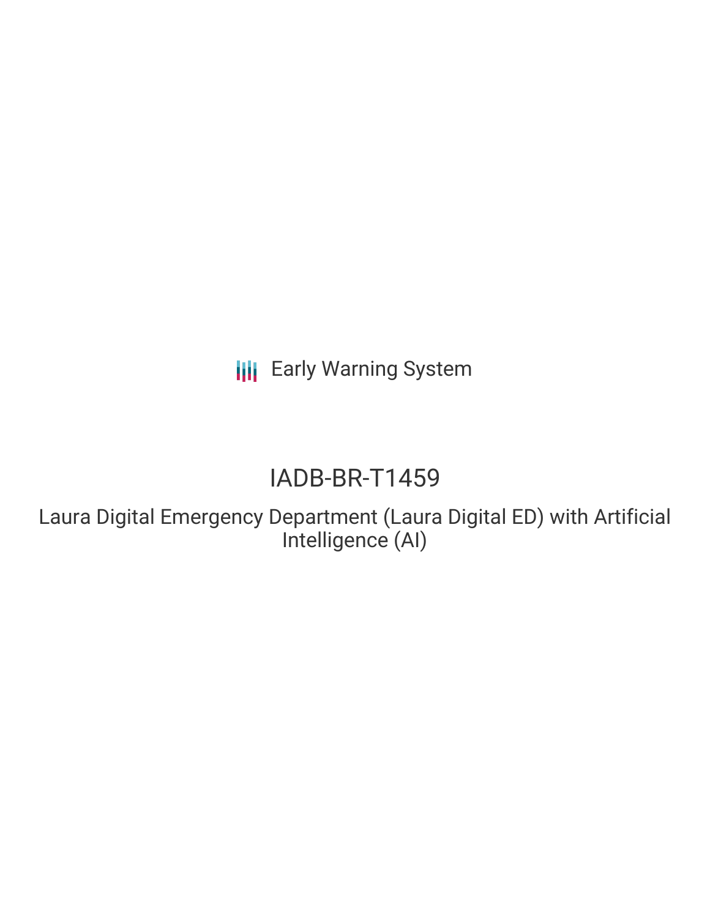Early Warning System

# IADB-BR-T1459

## Laura Digital Emergency Department (Laura Digital ED) with Artificial Intelligence (AI)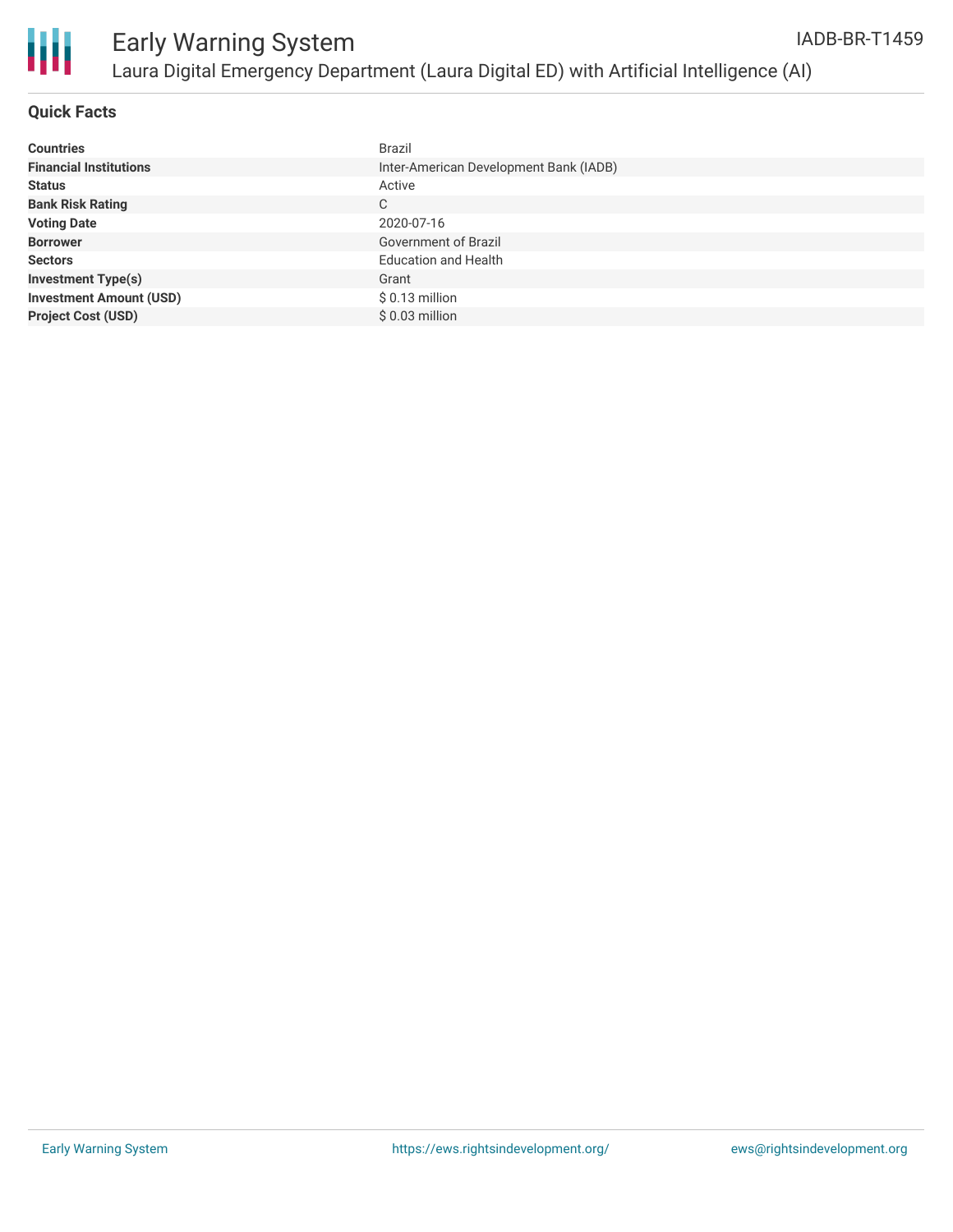# Early Warning System

## Laura Digital Emergency Department (Laura Digital ED) with Artificial Intelligence (AI)

IADB-BR-T1459

### Quick Facts

| | |
|---|---|
| **Countries** | Brazil |
| **Financial Institutions** | Inter-American Development Bank (IADB) |
| **Status** | Active |
| **Bank Risk Rating** | C |
| **Voting Date** | 2020-07-16 |
| **Borrower** | Government of Brazil |
| **Sectors** | Education and Health |
| **Investment Type(s)** | Grant |
| **Investment Amount (USD)** | $ 0.13 million |
| **Project Cost (USD)** | $ 0.03 million |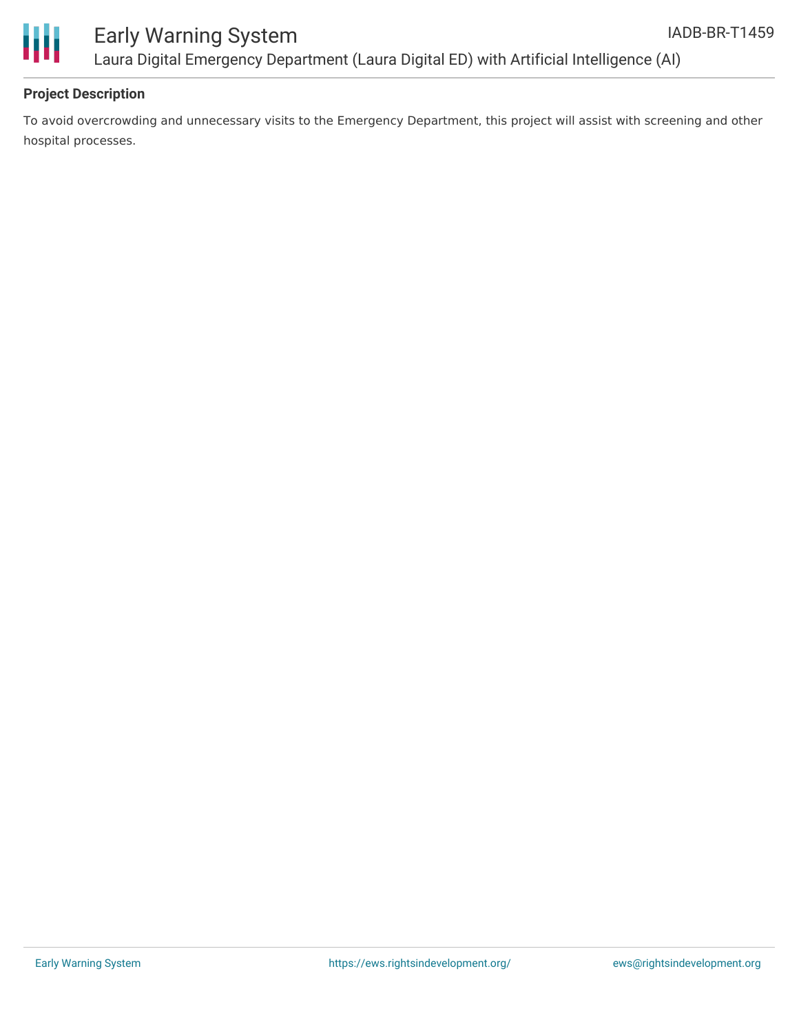## Project Description

To avoid overcrowding and unnecessary visits to the Emergency Department, this project will assist with screening and other hospital processes.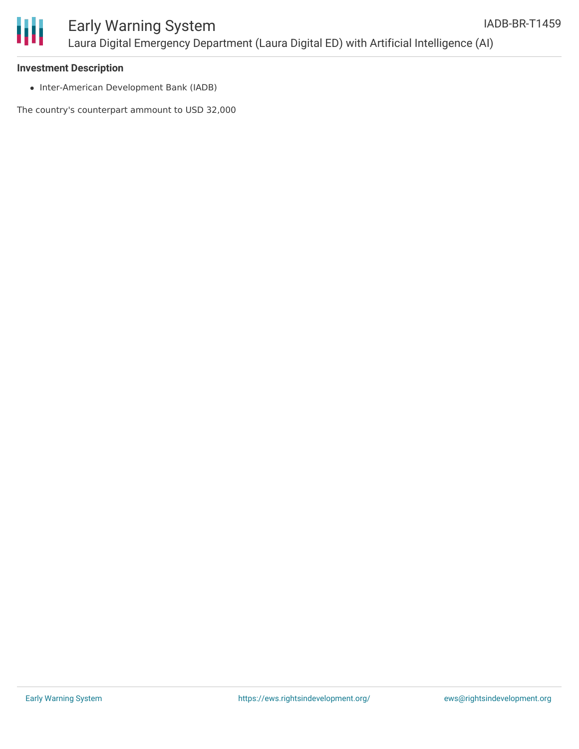**Investment Description**

- Inter-American Development Bank (IADB)

The country's counterpart ammount to USD 32,000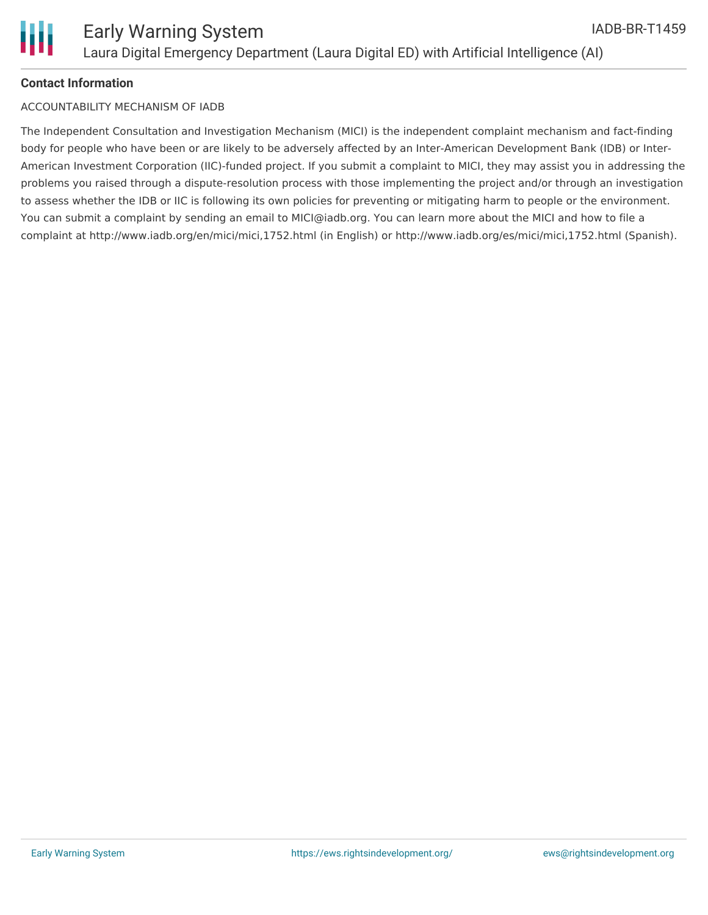**Contact Information**

ACCOUNTABILITY MECHANISM OF IADB

The Independent Consultation and Investigation Mechanism (MICI) is the independent complaint mechanism and fact-finding body for people who have been or are likely to be adversely affected by an Inter-American Development Bank (IDB) or Inter-American Investment Corporation (IIC)-funded project. If you submit a complaint to MICI, they may assist you in addressing the problems you raised through a dispute-resolution process with those implementing the project and/or through an investigation to assess whether the IDB or IIC is following its own policies for preventing or mitigating harm to people or the environment. You can submit a complaint by sending an email to MICI@iadb.org. You can learn more about the MICI and how to file a complaint at http://www.iadb.org/en/mici/mici,1752.html (in English) or http://www.iadb.org/es/mici/mici,1752.html (Spanish).